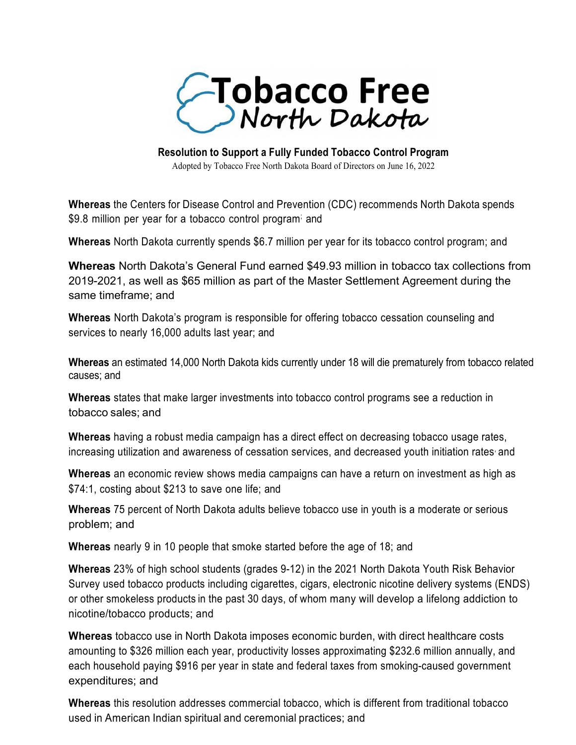# Tobacco Free North Dakota

**Resolution to Support a Fully Funded Tobacco Control Program**

Adopted by Tobacco Free North Dakota Board of Directors on June 16, 2022

**Whereas** the Centers for Disease Control and Prevention (CDC) recommends North Dakota spends $9.8 million per year for a tobacco control program; and

**Whereas** North Dakota currently spends $6.7 million per year for its tobacco control program; and

**Whereas** North Dakota's General Fund earned $49.93 million in tobacco tax collections from 2019-2021, as well as $65 million as part of the Master Settlement Agreement during the same timeframe; and

**Whereas** North Dakota's program is responsible for offering tobacco cessation counseling and services to nearly 16,000 adults last year; and

**Whereas** an estimated 14,000 North Dakota kids currently under 18 will die prematurely from tobacco related causes; and

**Whereas** states that make larger investments into tobacco control programs see a reduction in tobacco sales; and

**Whereas** having a robust media campaign has a direct effect on decreasing tobacco usage rates, increasing utilization and awareness of cessation services, and decreased youth initiation rates, and

**Whereas** an economic review shows media campaigns can have a return on investment as high as $74:1, costing about $213 to save one life; and

**Whereas** 75 percent of North Dakota adults believe tobacco use in youth is a moderate or serious problem; and

**Whereas** nearly 9 in 10 people that smoke started before the age of 18; and

**Whereas** 23% of high school students (grades 9-12) in the 2021 North Dakota Youth Risk Behavior Survey used tobacco products including cigarettes, cigars, electronic nicotine delivery systems (ENDS) or other smokeless products in the past 30 days, of whom many will develop a lifelong addiction to nicotine/tobacco products; and

**Whereas** tobacco use in North Dakota imposes economic burden, with direct healthcare costs amounting to $326 million each year, productivity losses approximating $232.6 million annually, and each household paying $916 per year in state and federal taxes from smoking-caused government expenditures; and

**Whereas** this resolution addresses commercial tobacco, which is different from traditional tobacco used in American Indian spiritual and ceremonial practices; and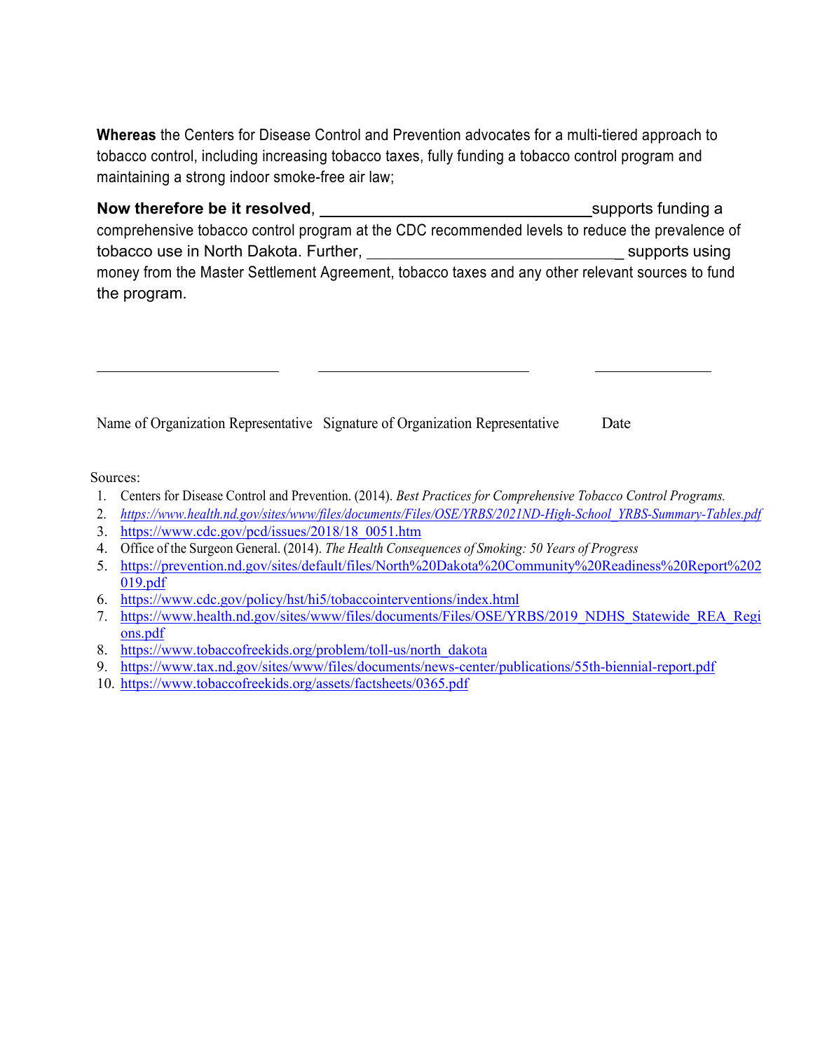**Whereas** the Centers for Disease Control and Prevention advocates for a multi-tiered approach to tobacco control, including increasing tobacco taxes, fully funding a tobacco control program and maintaining a strong indoor smoke-free air law;

**Now therefore be it resolved**, ______________________________ supports funding a comprehensive tobacco control program at the CDC recommended levels to reduce the prevalence of tobacco use in North Dakota. Further, ______________________________ supports using money from the Master Settlement Agreement, tobacco taxes and any other relevant sources to fund the program.

______________________ ______________________ ______________

Name of Organization Representative  Signature of Organization Representative  Date

Sources:

1. Centers for Disease Control and Prevention. (2014). *Best Practices for Comprehensive Tobacco Control Programs.*
2. *https://www.health.nd.gov/sites/www/files/documents/Files/OSE/YRBS/2021ND-High-School_YRBS-Summary-Tables.pdf*
3. https://www.cdc.gov/pcd/issues/2018/18_0051.htm
4. Office of the Surgeon General. (2014). *The Health Consequences of Smoking: 50 Years of Progress*
5. https://prevention.nd.gov/sites/default/files/North%20Dakota%20Community%20Readiness%20Report%202019.pdf
6. https://www.cdc.gov/policy/hst/hi5/tobaccointerventions/index.html
7. https://www.health.nd.gov/sites/www/files/documents/Files/OSE/YRBS/2019_NDHS_Statewide_REA_Regions.pdf
8. https://www.tobaccofreekids.org/problem/toll-us/north_dakota
9. https://www.tax.nd.gov/sites/www/files/documents/news-center/publications/55th-biennial-report.pdf
10. https://www.tobaccofreekids.org/assets/factsheets/0365.pdf